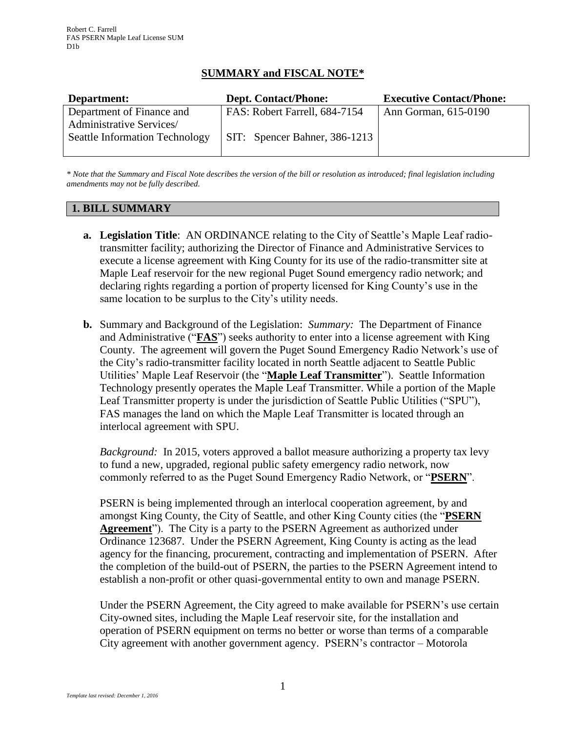## SUMMARY and FISCAL NOTE*

| Department: | Dept. Contact/Phone: | Executive Contact/Phone: |
|---|---|---|
| Department of Finance and Administrative Services/ Seattle Information Technology | FAS: Robert Farrell, 684-7154<br>SIT: Spencer Bahner, 386-1213 | Ann Gorman, 615-0190 |

*\* Note that the Summary and Fiscal Note describes the version of the bill or resolution as introduced; final legislation including amendments may not be fully described.*

## 1. BILL SUMMARY

**a. Legislation Title**: AN ORDINANCE relating to the City of Seattle's Maple Leaf radio-transmitter facility; authorizing the Director of Finance and Administrative Services to execute a license agreement with King County for its use of the radio-transmitter site at Maple Leaf reservoir for the new regional Puget Sound emergency radio network; and declaring rights regarding a portion of property licensed for King County's use in the same location to be surplus to the City's utility needs.

**b.** Summary and Background of the Legislation: *Summary:* The Department of Finance and Administrative ("**FAS**") seeks authority to enter into a license agreement with King County. The agreement will govern the Puget Sound Emergency Radio Network's use of the City's radio-transmitter facility located in north Seattle adjacent to Seattle Public Utilities' Maple Leaf Reservoir (the "**Maple Leaf Transmitter**"). Seattle Information Technology presently operates the Maple Leaf Transmitter. While a portion of the Maple Leaf Transmitter property is under the jurisdiction of Seattle Public Utilities ("SPU"), FAS manages the land on which the Maple Leaf Transmitter is located through an interlocal agreement with SPU.

*Background:* In 2015, voters approved a ballot measure authorizing a property tax levy to fund a new, upgraded, regional public safety emergency radio network, now commonly referred to as the Puget Sound Emergency Radio Network, or "**PSERN**".

PSERN is being implemented through an interlocal cooperation agreement, by and amongst King County, the City of Seattle, and other King County cities (the "**PSERN Agreement**"). The City is a party to the PSERN Agreement as authorized under Ordinance 123687. Under the PSERN Agreement, King County is acting as the lead agency for the financing, procurement, contracting and implementation of PSERN. After the completion of the build-out of PSERN, the parties to the PSERN Agreement intend to establish a non-profit or other quasi-governmental entity to own and manage PSERN.

Under the PSERN Agreement, the City agreed to make available for PSERN's use certain City-owned sites, including the Maple Leaf reservoir site, for the installation and operation of PSERN equipment on terms no better or worse than terms of a comparable City agreement with another government agency. PSERN's contractor – Motorola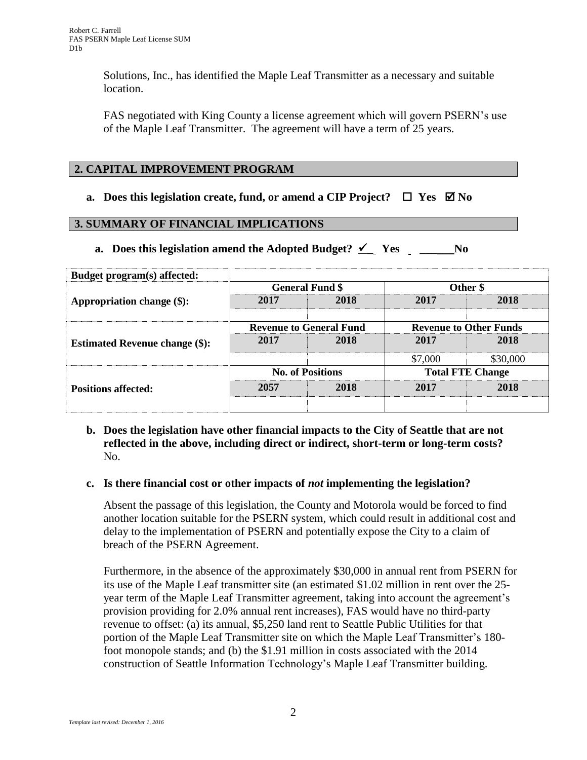Solutions, Inc., has identified the Maple Leaf Transmitter as a necessary and suitable location.

FAS negotiated with King County a license agreement which will govern PSERN's use of the Maple Leaf Transmitter. The agreement will have a term of 25 years.

## 2. CAPITAL IMPROVEMENT PROGRAM

**a. Does this legislation create, fund, or amend a CIP Project? ☐ Yes ☑ No**

## 3. SUMMARY OF FINANCIAL IMPLICATIONS

**a. Does this legislation amend the Adopted Budget? ✓ Yes ______ No**

| Budget program(s) affected: | | | | |
|---|---|---|---|---|
| | **General Fund $** | | **Other $** | |
| **Appropriation change ($):** | **2017** | **2018** | **2017** | **2018** |
| | | | | |
| | **Revenue to General Fund** | | **Revenue to Other Funds** | |
| **Estimated Revenue change ($):** | **2017** | **2018** | **2017** | **2018** |
| | | | $7,000 | $30,000 |
| | **No. of Positions** | | **Total FTE Change** | |
| **Positions affected:** | **2057** | **2018** | **2017** | **2018** |
| | | | | |

**b. Does the legislation have other financial impacts to the City of Seattle that are not reflected in the above, including direct or indirect, short-term or long-term costs?**
No.

**c. Is there financial cost or other impacts of *not* implementing the legislation?**

Absent the passage of this legislation, the County and Motorola would be forced to find another location suitable for the PSERN system, which could result in additional cost and delay to the implementation of PSERN and potentially expose the City to a claim of breach of the PSERN Agreement.

Furthermore, in the absence of the approximately $30,000 in annual rent from PSERN for its use of the Maple Leaf transmitter site (an estimated $1.02 million in rent over the 25-year term of the Maple Leaf Transmitter agreement, taking into account the agreement's provision providing for 2.0% annual rent increases), FAS would have no third-party revenue to offset: (a) its annual, $5,250 land rent to Seattle Public Utilities for that portion of the Maple Leaf Transmitter site on which the Maple Leaf Transmitter's 180-foot monopole stands; and (b) the $1.91 million in costs associated with the 2014 construction of Seattle Information Technology's Maple Leaf Transmitter building.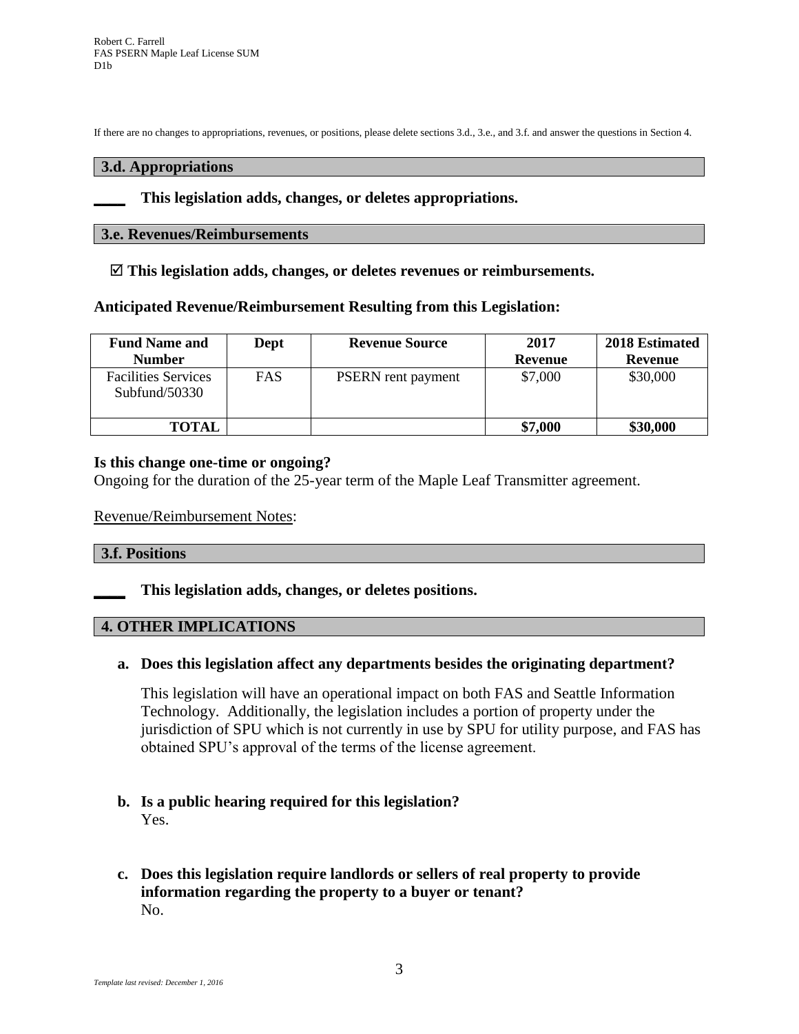If there are no changes to appropriations, revenues, or positions, please delete sections 3.d., 3.e., and 3.f. and answer the questions in Section 4.

### 3.d. Appropriations

**____ This legislation adds, changes, or deletes appropriations.**

### 3.e. Revenues/Reimbursements

**☑ This legislation adds, changes, or deletes revenues or reimbursements.**

**Anticipated Revenue/Reimbursement Resulting from this Legislation:**

| Fund Name and Number | Dept | Revenue Source | 2017 Revenue | 2018 Estimated Revenue |
|---|---|---|---|---|
| Facilities Services Subfund/50330 | FAS | PSERN rent payment | $7,000 | $30,000 |
| **TOTAL** | | | **$7,000** | **$30,000** |

**Is this change one-time or ongoing?**
Ongoing for the duration of the 25-year term of the Maple Leaf Transmitter agreement.

Revenue/Reimbursement Notes:

### 3.f. Positions

**____ This legislation adds, changes, or deletes positions.**

### 4. OTHER IMPLICATIONS

**a. Does this legislation affect any departments besides the originating department?**

This legislation will have an operational impact on both FAS and Seattle Information Technology. Additionally, the legislation includes a portion of property under the jurisdiction of SPU which is not currently in use by SPU for utility purpose, and FAS has obtained SPU's approval of the terms of the license agreement.

**b. Is a public hearing required for this legislation?**
Yes.

**c. Does this legislation require landlords or sellers of real property to provide information regarding the property to a buyer or tenant?**
No.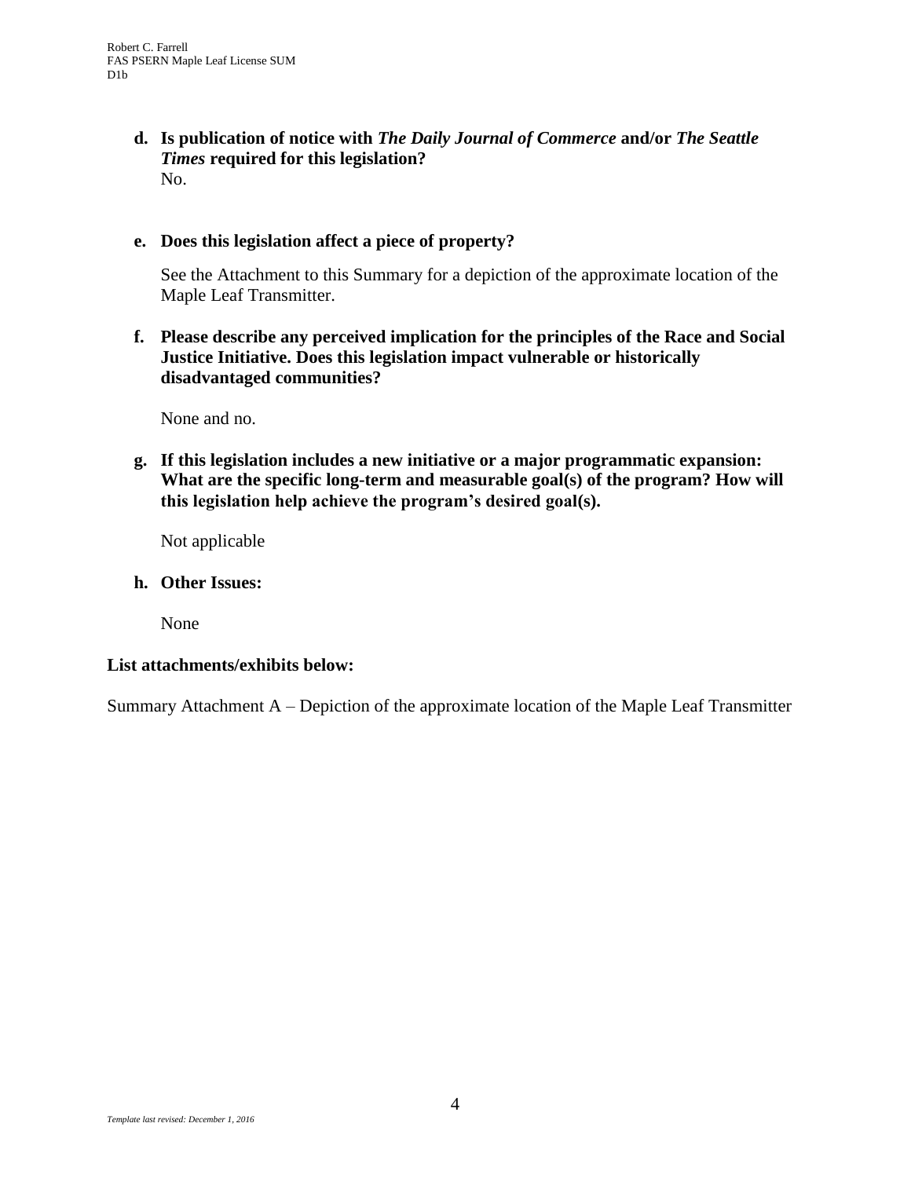**d. Is publication of notice with *The Daily Journal of Commerce* and/or *The Seattle Times* required for this legislation?**
No.

**e. Does this legislation affect a piece of property?**

See the Attachment to this Summary for a depiction of the approximate location of the Maple Leaf Transmitter.

**f. Please describe any perceived implication for the principles of the Race and Social Justice Initiative. Does this legislation impact vulnerable or historically disadvantaged communities?**

None and no.

**g. If this legislation includes a new initiative or a major programmatic expansion: What are the specific long-term and measurable goal(s) of the program? How will this legislation help achieve the program's desired goal(s).**

Not applicable

**h. Other Issues:**

None

**List attachments/exhibits below:**

Summary Attachment A – Depiction of the approximate location of the Maple Leaf Transmitter